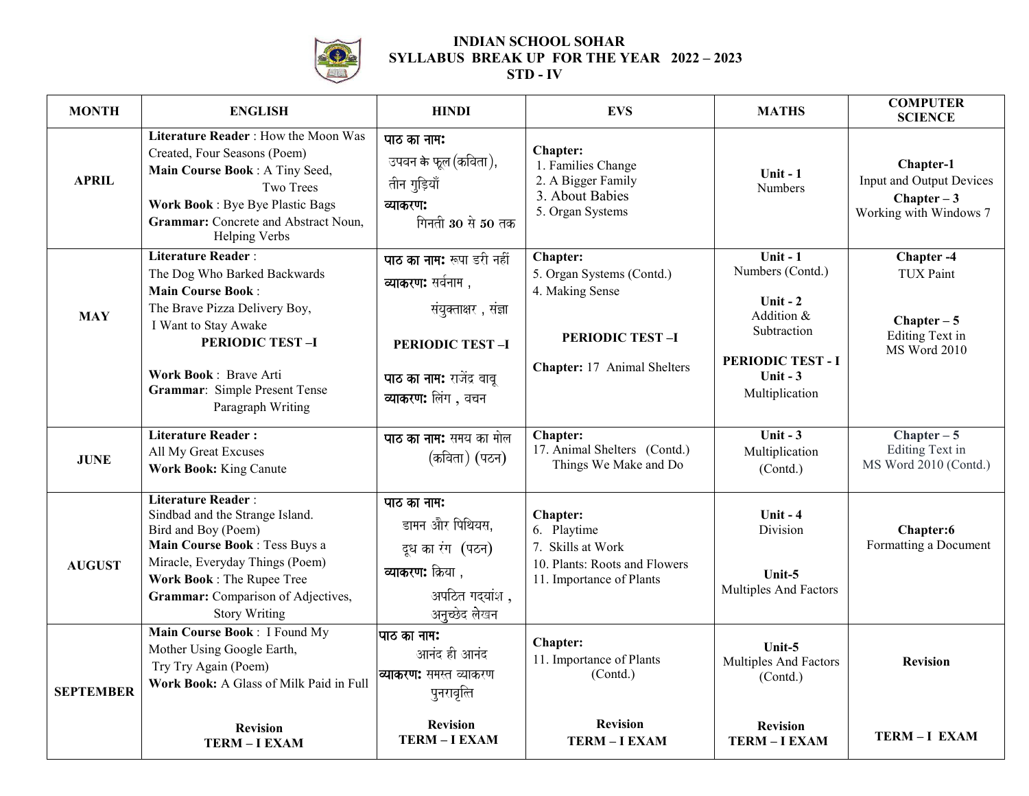# INDIAN SCHOOL SOHAR
## SYLLABUS BREAK UP FOR THE YEAR 2022 – 2023
### STD - IV

| MONTH | ENGLISH | HINDI | EVS | MATHS | COMPUTER SCIENCE |
|---|---|---|---|---|---|
| **APRIL** | **Literature Reader** : How the Moon Was Created, Four Seasons (Poem)<br>**Main Course Book** : A Tiny Seed, Two Trees<br>**Work Book** : Bye Bye Plastic Bags<br>**Grammar:** Concrete and Abstract Noun, Helping Verbs | **पाठ का नामः**<br>उपवन के फूल (कविता),<br>तीन गुड़ियाँ<br>**व्याकरणः**<br>गिनती **30** से **50** तक | **Chapter:**<br>1. Families Change<br>2. A Bigger Family<br>3. About Babies<br>5. Organ Systems | **Unit - 1**<br>Numbers | **Chapter-1**<br>Input and Output Devices<br>**Chapter – 3**<br>Working with Windows 7 |
| **MAY** | **Literature Reader** :<br>The Dog Who Barked Backwards<br>**Main Course Book** :<br>The Brave Pizza Delivery Boy,<br>I Want to Stay Awake<br>**PERIODIC TEST –I**<br>**Work Book** : Brave Arti<br>**Grammar**: Simple Present Tense<br>Paragraph Writing | **पाठ का नामः** रूपा डरी नहीं<br>**व्याकरणः** सर्वनाम ,<br>संयुक्ताक्षर , संज्ञा<br>**PERIODIC TEST –I**<br>**पाठ का नामः** राजेंद्र बाबू<br>**व्याकरणः** लिंग , वचन | **Chapter:**<br>5. Organ Systems (Contd.)<br>4. Making Sense<br>**PERIODIC TEST –I**<br>**Chapter:** 17 Animal Shelters | **Unit - 1**<br>Numbers (Contd.)<br>**Unit - 2**<br>Addition & Subtraction<br>**PERIODIC TEST - I**<br>**Unit - 3**<br>Multiplication | **Chapter -4**<br>TUX Paint<br>**Chapter – 5**<br>Editing Text in MS Word 2010 |
| **JUNE** | **Literature Reader :**<br>All My Great Excuses<br>**Work Book:** King Canute | **पाठ का नामः** समय का मोल (कविता) (पठन) | **Chapter:**<br>17. Animal Shelters (Contd.)<br>Things We Make and Do | **Unit - 3**<br>Multiplication (Contd.) | **Chapter – 5**<br>Editing Text in MS Word 2010 (Contd.) |
| **AUGUST** | **Literature Reader** :<br>Sindbad and the Strange Island.<br>Bird and Boy (Poem)<br>**Main Course Book** : Tess Buys a Miracle, Everyday Things (Poem)<br>**Work Book** : The Rupee Tree<br>**Grammar:** Comparison of Adjectives, Story Writing | **पाठ का नामः**<br>डामन और पिथियस,<br>दूध का रंग (पठन)<br>**व्याकरणः** क्रिया ,<br>अपठित गद्यांश ,<br>अनुच्छेद लेखन | **Chapter:**<br>6. Playtime<br>7. Skills at Work<br>10. Plants: Roots and Flowers<br>11. Importance of Plants | **Unit - 4**<br>Division<br>**Unit-5**<br>Multiples And Factors | **Chapter:6**<br>Formatting a Document |
| **SEPTEMBER** | **Main Course Book** : I Found My Mother Using Google Earth,<br>Try Try Again (Poem)<br>**Work Book:** A Glass of Milk Paid in Full<br>**Revision**<br>**TERM – I EXAM** | **पाठ का नामः**<br>आनंद ही आनंद<br>**व्याकरणः** समस्त व्याकरण पुनरावृत्ति<br>**Revision**<br>**TERM – I EXAM** | **Chapter:**<br>11. Importance of Plants (Contd.)<br>**Revision**<br>**TERM – I EXAM** | **Unit-5**<br>Multiples And Factors (Contd.)<br>**Revision**<br>**TERM – I EXAM** | **Revision**<br>**TERM – I EXAM** |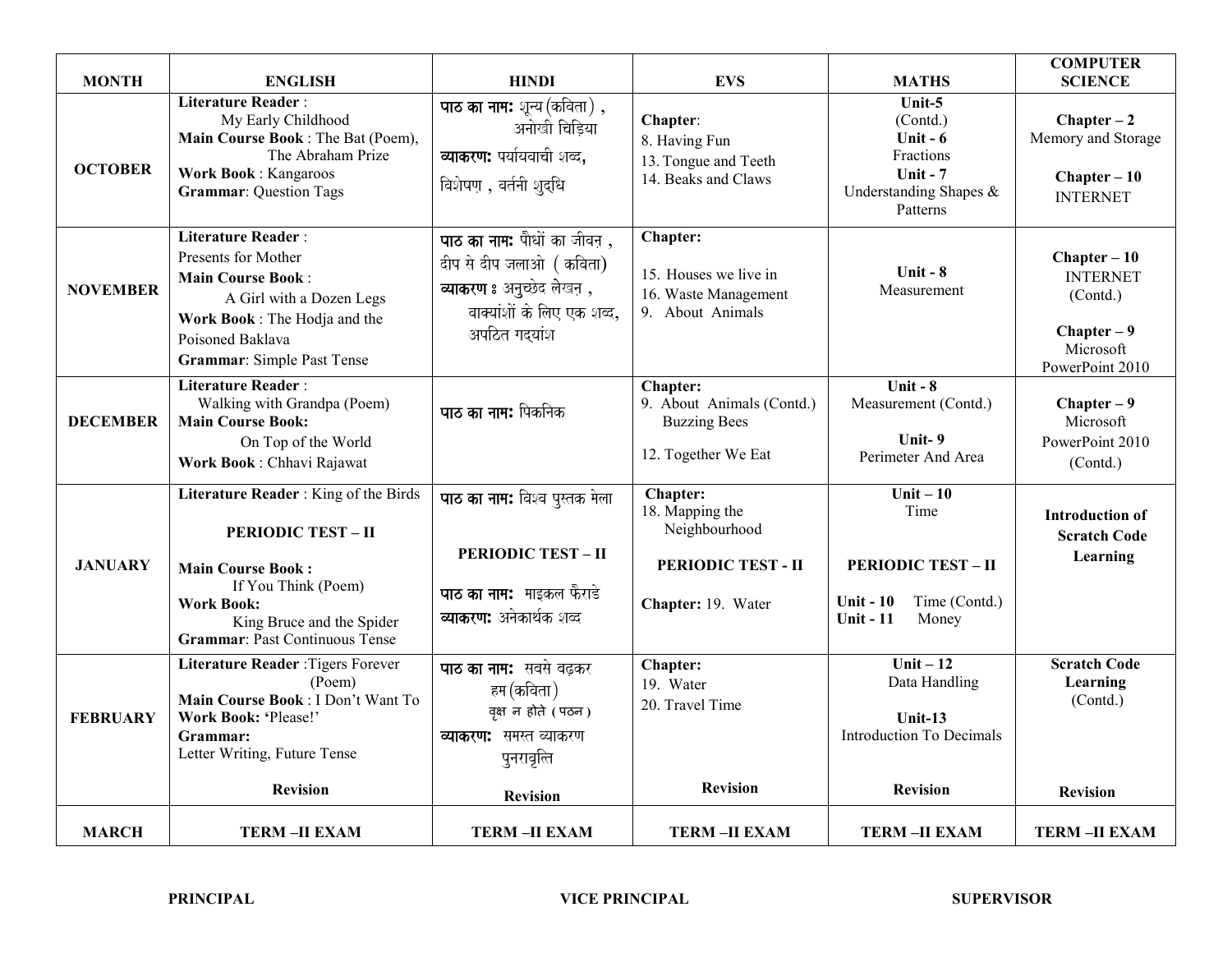| MONTH | ENGLISH | HINDI | EVS | MATHS | COMPUTER SCIENCE |
|---|---|---|---|---|---|
| **OCTOBER** | **Literature Reader** : My Early Childhood<br>**Main Course Book** : The Bat (Poem), The Abraham Prize<br>**Work Book** : Kangaroos<br>**Grammar**: Question Tags | **पाठ का नाम:** शून्य (कविता) , अनोखी चिड़िया<br>**व्याकरण:** पर्यायवाची शब्द, विशेषण , वर्तनी शुद्धि | **Chapter**:<br>8. Having Fun<br>13. Tongue and Teeth<br>14. Beaks and Claws | **Unit-5** (Contd.)<br>**Unit - 6** Fractions<br>**Unit - 7** Understanding Shapes & Patterns | **Chapter – 2** Memory and Storage<br>**Chapter – 10** INTERNET |
| **NOVEMBER** | **Literature Reader** : Presents for Mother<br>**Main Course Book** : A Girl with a Dozen Legs<br>**Work Book** : The Hodja and the Poisoned Baklava<br>**Grammar**: Simple Past Tense | **पाठ का नाम:** पौधों का जीवन , दीप से दीप जलाओ ( कविता)<br>**व्याकरण** ः अनुच्छेद लेखन , वाक्यांशों के लिए एक शब्द, अपठित गद्यांश | **Chapter:**<br>15. Houses we live in<br>16. Waste Management<br>9. About Animals | **Unit - 8** Measurement | **Chapter – 10** INTERNET (Contd.)<br>**Chapter – 9** Microsoft PowerPoint 2010 |
| **DECEMBER** | **Literature Reader** : Walking with Grandpa (Poem)<br>**Main Course Book:** On Top of the World<br>**Work Book** : Chhavi Rajawat | **पाठ का नाम:** पिकनिक | **Chapter:**<br>9. About Animals (Contd.) Buzzing Bees<br>12. Together We Eat | **Unit - 8** Measurement (Contd.)<br>**Unit- 9** Perimeter And Area | **Chapter – 9** Microsoft PowerPoint 2010 (Contd.) |
| **JANUARY** | **Literature Reader** : King of the Birds<br>**PERIODIC TEST – II**<br>**Main Course Book :** If You Think (Poem)<br>**Work Book:** King Bruce and the Spider<br>**Grammar**: Past Continuous Tense | **पाठ का नाम:** विश्व पुस्तक मेला<br>**PERIODIC TEST – II**<br>**पाठ का नाम:** माइकल फैराडे<br>**व्याकरण:** अनेकार्थक शब्द | **Chapter:**<br>18. Mapping the Neighbourhood<br>**PERIODIC TEST - II**<br>**Chapter:** 19. Water | **Unit – 10** Time<br>**PERIODIC TEST – II**<br>**Unit - 10** Time (Contd.)<br>**Unit - 11** Money | **Introduction of Scratch Code Learning** |
| **FEBRUARY** | **Literature Reader** :Tigers Forever (Poem)<br>**Main Course Book** : I Don't Want To<br>**Work Book: '**Please!'<br>**Grammar:** Letter Writing, Future Tense<br>**Revision** | **पाठ का नाम:** सबसे बढ़कर हम (कविता)<br>वृक्ष न होते ( पठन )<br>**व्याकरण:** समस्त व्याकरण पुनरावृत्ति<br>**Revision** | **Chapter:**<br>19. Water<br>20. Travel Time<br>**Revision** | **Unit – 12** Data Handling<br>**Unit-13** Introduction To Decimals<br>**Revision** | **Scratch Code Learning** (Contd.)<br>**Revision** |
| **MARCH** | **TERM –II EXAM** | **TERM –II EXAM** | **TERM –II EXAM** | **TERM –II EXAM** | **TERM –II EXAM** |

**PRINCIPAL** **VICE PRINCIPAL** **SUPERVISOR**